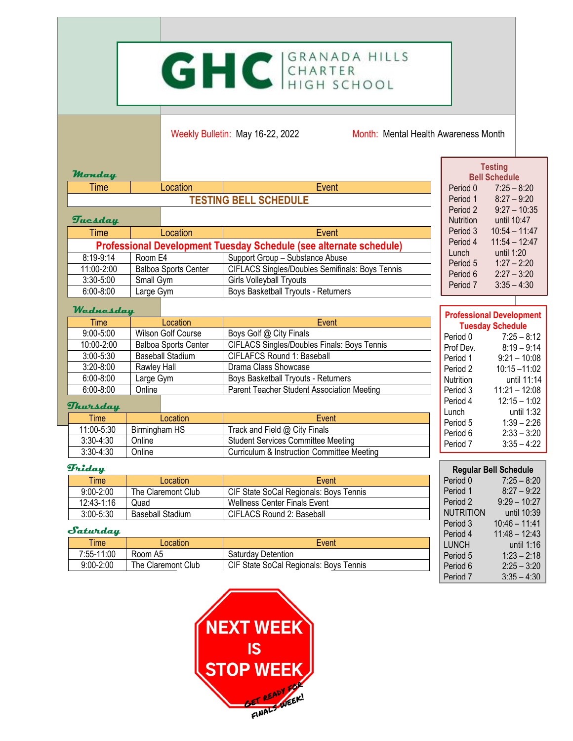# GHC | GRANADA HILLS CHARTER HIGH SCHOOL

Weekly Bulletin: May 16-22, 2022     Month: Mental Health Awareness Month

### Monday

| Time | Location | Event |
|---|---|---|
| TESTING BELL SCHEDULE | | |

### Tuesday

| Time | Location | Event |
|---|---|---|
| Professional Development Tuesday Schedule (see alternate schedule) | | |
| 8:19-9:14 | Room E4 | Support Group – Substance Abuse |
| 11:00-2:00 | Balboa Sports Center | CIFLACS Singles/Doubles Semifinals: Boys Tennis |
| 3:30-5:00 | Small Gym | Girls Volleyball Tryouts |
| 6:00-8:00 | Large Gym | Boys Basketball Tryouts - Returners |

### Wednesday

| Time | Location | Event |
|---|---|---|
| 9:00-5:00 | Wilson Golf Course | Boys Golf @ City Finals |
| 10:00-2:00 | Balboa Sports Center | CIFLACS Singles/Doubles Finals: Boys Tennis |
| 3:00-5:30 | Baseball Stadium | CIFLAFCS Round 1: Baseball |
| 3:20-8:00 | Rawley Hall | Drama Class Showcase |
| 6:00-8:00 | Large Gym | Boys Basketball Tryouts - Returners |
| 6:00-8:00 | Online | Parent Teacher Student Association Meeting |

### Thursday

| Time | Location | Event |
|---|---|---|
| 11:00-5:30 | Birmingham HS | Track and Field @ City Finals |
| 3:30-4:30 | Online | Student Services Committee Meeting |
| 3:30-4:30 | Online | Curriculum & Instruction Committee Meeting |

### Friday

| Time | Location | Event |
|---|---|---|
| 9:00-2:00 | The Claremont Club | CIF State SoCal Regionals: Boys Tennis |
| 12:43-1:16 | Quad | Wellness Center Finals Event |
| 3:00-5:30 | Baseball Stadium | CIFLACS Round 2: Baseball |

### Saturday

| Time | Location | Event |
|---|---|---|
| 7:55-11:00 | Room A5 | Saturday Detention |
| 9:00-2:00 | The Claremont Club | CIF State SoCal Regionals: Boys Tennis |

**Testing Bell Schedule**

| Period | Time |
|---|---|
| Period 0 | 7:25 – 8:20 |
| Period 1 | 8:27 – 9:20 |
| Period 2 | 9:27 – 10:35 |
| Nutrition | until 10:47 |
| Period 3 | 10:54 – 11:47 |
| Period 4 | 11:54 – 12:47 |
| Lunch | until 1:20 |
| Period 5 | 1:27 – 2:20 |
| Period 6 | 2:27 – 3:20 |
| Period 7 | 3:35 – 4:30 |

**Professional Development Tuesday Schedule**

| Period | Time |
|---|---|
| Period 0 | 7:25 – 8:12 |
| Prof Dev. | 8:19 – 9:14 |
| Period 1 | 9:21 – 10:08 |
| Period 2 | 10:15 –11:02 |
| Nutrition | until 11:14 |
| Period 3 | 11:21 – 12:08 |
| Period 4 | 12:15 – 1:02 |
| Lunch | until 1:32 |
| Period 5 | 1:39 – 2:26 |
| Period 6 | 2:33 – 3:20 |
| Period 7 | 3:35 – 4:22 |

**Regular Bell Schedule**

| Period | Time |
|---|---|
| Period 0 | 7:25 – 8:20 |
| Period 1 | 8:27 – 9:22 |
| Period 2 | 9:29 – 10:27 |
| NUTRITION | until 10:39 |
| Period 3 | 10:46 – 11:41 |
| Period 4 | 11:48 – 12:43 |
| LUNCH | until 1:16 |
| Period 5 | 1:23 – 2:18 |
| Period 6 | 2:25 – 3:20 |
| Period 7 | 3:35 – 4:30 |

**NEXT WEEK IS STOP WEEK**

GET READY FOR FINALS WEEK!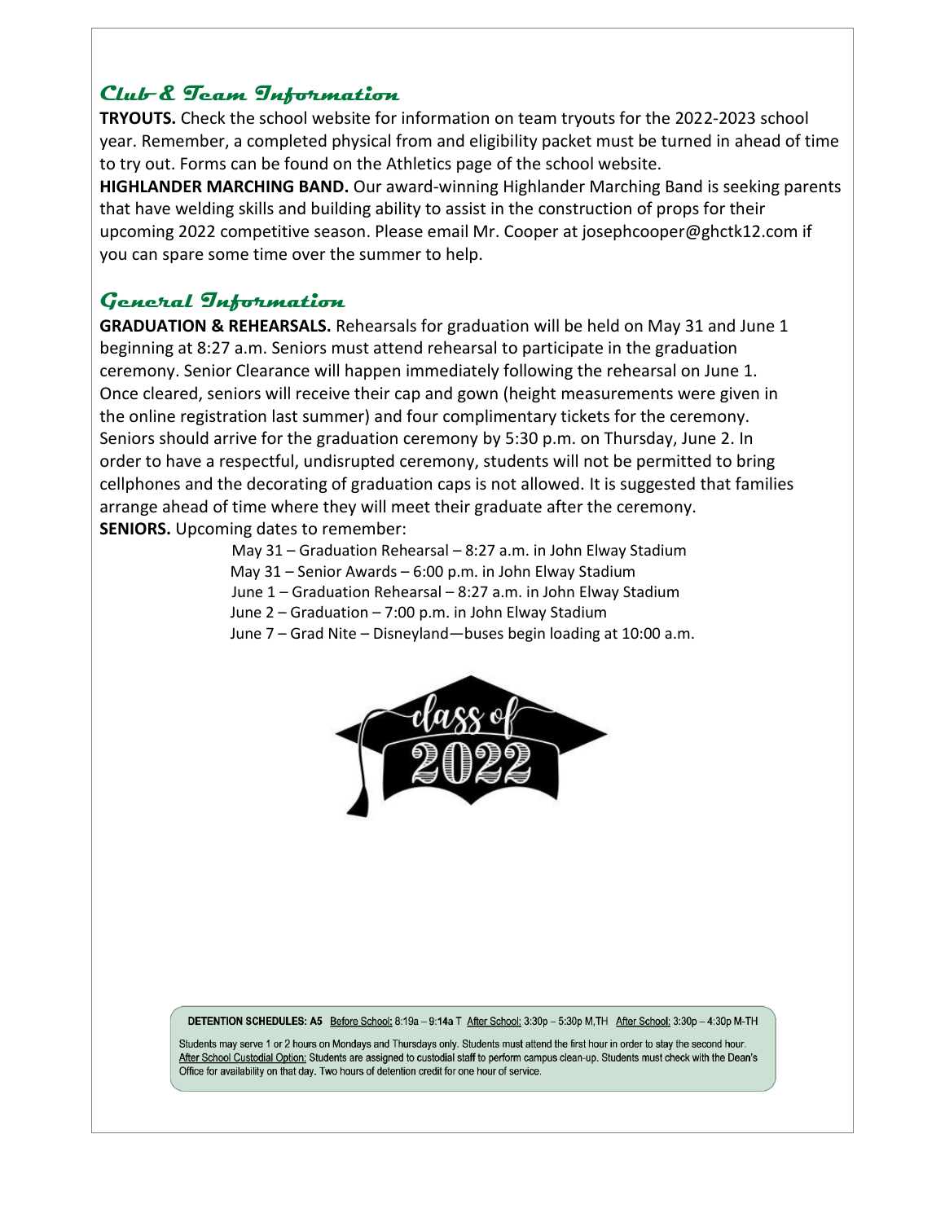## Club & Team Information

**TRYOUTS.** Check the school website for information on team tryouts for the 2022-2023 school year. Remember, a completed physical from and eligibility packet must be turned in ahead of time to try out. Forms can be found on the Athletics page of the school website.

**HIGHLANDER MARCHING BAND.** Our award-winning Highlander Marching Band is seeking parents that have welding skills and building ability to assist in the construction of props for their upcoming 2022 competitive season. Please email Mr. Cooper at josephcooper@ghctk12.com if you can spare some time over the summer to help.

## General Information

**GRADUATION & REHEARSALS.** Rehearsals for graduation will be held on May 31 and June 1 beginning at 8:27 a.m. Seniors must attend rehearsal to participate in the graduation ceremony. Senior Clearance will happen immediately following the rehearsal on June 1. Once cleared, seniors will receive their cap and gown (height measurements were given in the online registration last summer) and four complimentary tickets for the ceremony. Seniors should arrive for the graduation ceremony by 5:30 p.m. on Thursday, June 2. In order to have a respectful, undisrupted ceremony, students will not be permitted to bring cellphones and the decorating of graduation caps is not allowed. It is suggested that families arrange ahead of time where they will meet their graduate after the ceremony.

**SENIORS.** Upcoming dates to remember:

May 31 – Graduation Rehearsal – 8:27 a.m. in John Elway Stadium
May 31 – Senior Awards – 6:00 p.m. in John Elway Stadium
June 1 – Graduation Rehearsal – 8:27 a.m. in John Elway Stadium
June 2 – Graduation – 7:00 p.m. in John Elway Stadium
June 7 – Grad Nite – Disneyland—buses begin loading at 10:00 a.m.

class of 2022

**DETENTION SCHEDULES: A5** Before School: 8:19a – 9:14a T After School: 3:30p – 5:30p M,TH After School: 3:30p – 4:30p M-TH

Students may serve 1 or 2 hours on Mondays and Thursdays only. Students must attend the first hour in order to stay the second hour. After School Custodial Option: Students are assigned to custodial staff to perform campus clean-up. Students must check with the Dean's Office for availability on that day. Two hours of detention credit for one hour of service.